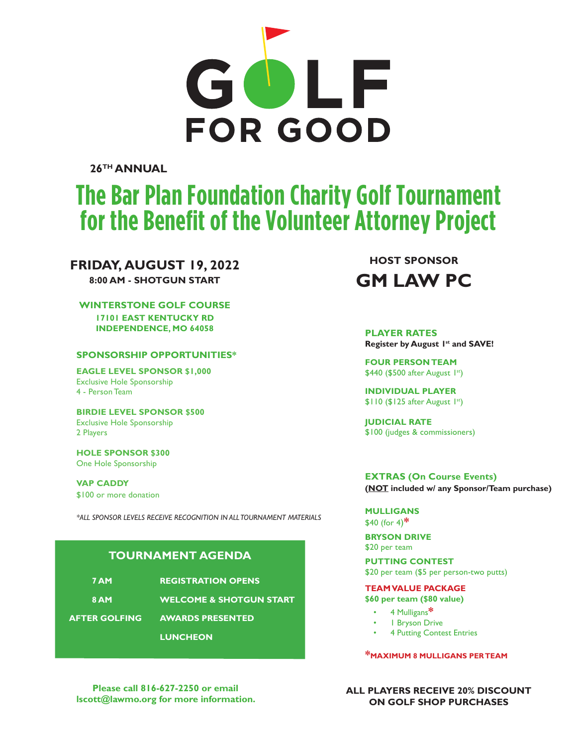# GOLF FOR GOOD

**26TH ANNUAL**

# The Bar Plan Foundation Charity Golf Tournament for the Benefit of the Volunteer Attorney Project

## FRIDAY, AUGUST 19, 2022

**8:00 AM - SHOTGUN START**

**WINTERSTONE GOLF COURSE**
**17101 EAST KENTUCKY RD**
**INDEPENDENCE, MO 64058**

### SPONSORSHIP OPPORTUNITIES*

**EAGLE LEVEL SPONSOR $1,000**
Exclusive Hole Sponsorship
4 - Person Team

**BIRDIE LEVEL SPONSOR $500**
Exclusive Hole Sponsorship
2 Players

**HOLE SPONSOR $300**
One Hole Sponsorship

**VAP CADDY**
$100 or more donation

*\*ALL SPONSOR LEVELS RECEIVE RECOGNITION IN ALL TOURNAMENT MATERIALS*

### TOURNAMENT AGENDA

| | |
|---|---|
| 7 AM | REGISTRATION OPENS |
| 8 AM | WELCOME & SHOTGUN START |
| AFTER GOLFING | AWARDS PRESENTED |
| | LUNCHEON |

**Please call 816-627-2250 or email lscott@lawmo.org for more information.**

### HOST SPONSOR

## GM LAW PC

### PLAYER RATES

**Register by August 1st and SAVE!**

**FOUR PERSON TEAM**
$440 ($500 after August 1st)

**INDIVIDUAL PLAYER**
$110 ($125 after August 1st)

**JUDICIAL RATE**
$100 (judges & commissioners)

### EXTRAS (On Course Events)

**(NOT included w/ any Sponsor/Team purchase)**

**MULLIGANS**
$40 (for 4)*

**BRYSON DRIVE**
$20 per team

**PUTTING CONTEST**
$20 per team ($5 per person-two putts)

**TEAM VALUE PACKAGE**
**$60 per team ($80 value)**

- 4 Mulligans*
- 1 Bryson Drive
- 4 Putting Contest Entries

***MAXIMUM 8 MULLIGANS PER TEAM**

**ALL PLAYERS RECEIVE 20% DISCOUNT ON GOLF SHOP PURCHASES**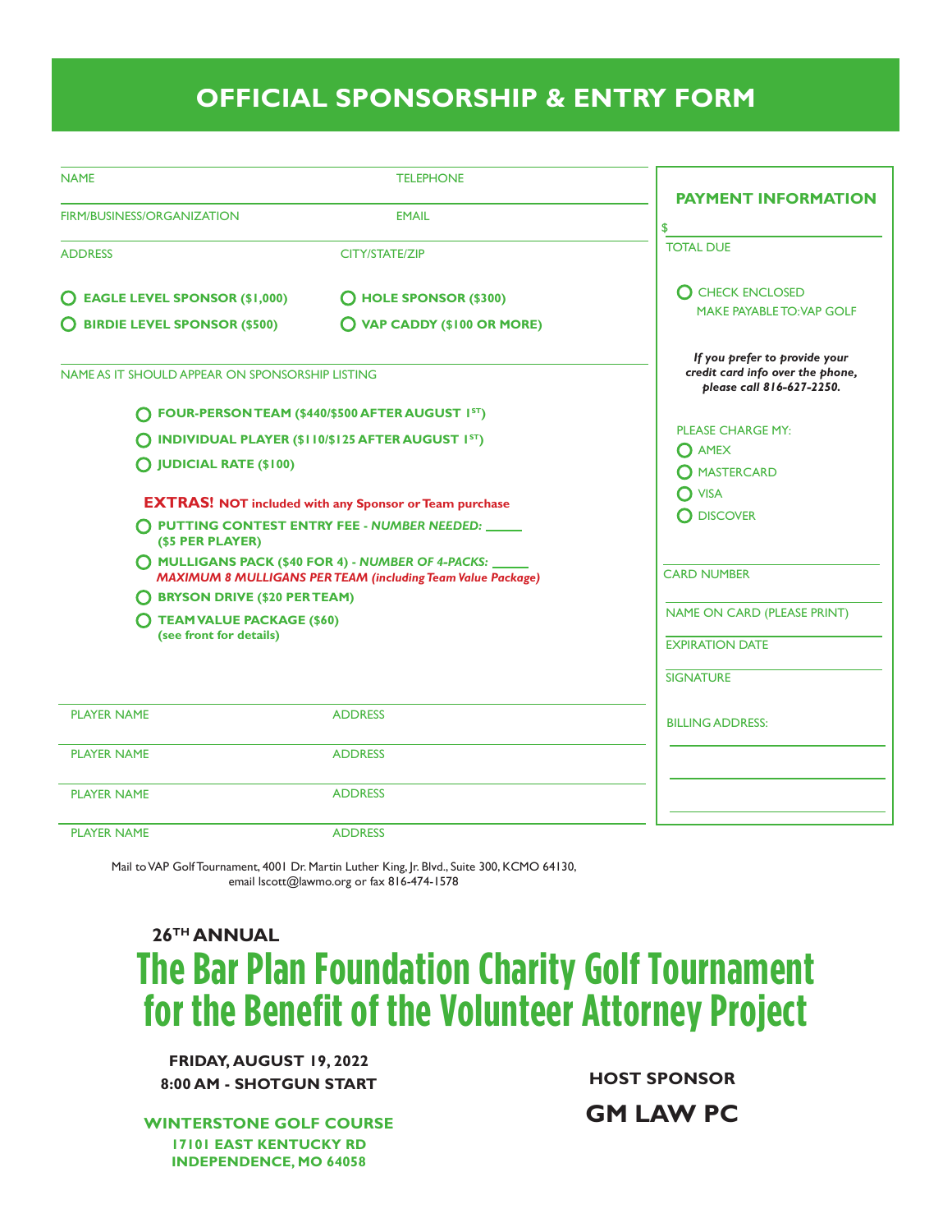# OFFICIAL SPONSORSHIP & ENTRY FORM

NAME

TELEPHONE

FIRM/BUSINESS/ORGANIZATION

EMAIL

ADDRESS

CITY/STATE/ZIP

- ○ **EAGLE LEVEL SPONSOR ($1,000)**
- ○ **BIRDIE LEVEL SPONSOR ($500)**
- ○ **HOLE SPONSOR ($300)**
- ○ **VAP CADDY ($100 OR MORE)**

NAME AS IT SHOULD APPEAR ON SPONSORSHIP LISTING

- ○ **FOUR-PERSON TEAM ($440/$500 AFTER AUGUST 1ST)**
- ○ **INDIVIDUAL PLAYER ($110/$125 AFTER AUGUST 1ST)**
- ○ **JUDICIAL RATE ($100)**

**EXTRAS! NOT included with any Sponsor or Team purchase**

- ○ **PUTTING CONTEST ENTRY FEE** - *NUMBER NEEDED:* _____ **($5 PER PLAYER)**
- ○ **MULLIGANS PACK ($40 FOR 4)** - *NUMBER OF 4-PACKS:* _____ ***MAXIMUM 8 MULLIGANS PER TEAM (including Team Value Package)***
- ○ **BRYSON DRIVE ($20 PER TEAM)**
- ○ **TEAM VALUE PACKAGE ($60)** **(see front for details)**

| PLAYER NAME | ADDRESS |
|---|---|
| PLAYER NAME | ADDRESS |
| PLAYER NAME | ADDRESS |
| PLAYER NAME | ADDRESS |

## PAYMENT INFORMATION

$ ________________

TOTAL DUE

○ CHECK ENCLOSED
MAKE PAYABLE TO: VAP GOLF

***If you prefer to provide your credit card info over the phone, please call 816-627-2250.***

PLEASE CHARGE MY:

- ○ AMEX
- ○ MASTERCARD
- ○ VISA
- ○ DISCOVER

CARD NUMBER

NAME ON CARD (PLEASE PRINT)

EXPIRATION DATE

SIGNATURE

BILLING ADDRESS:

Mail to VAP Golf Tournament, 4001 Dr. Martin Luther King, Jr. Blvd., Suite 300, KCMO 64130, email lscott@lawmo.org or fax 816-474-1578

**26TH ANNUAL**

# The Bar Plan Foundation Charity Golf Tournament for the Benefit of the Volunteer Attorney Project

**FRIDAY, AUGUST 19, 2022**
**8:00 AM - SHOTGUN START**

**WINTERSTONE GOLF COURSE**
**17101 EAST KENTUCKY RD**
**INDEPENDENCE, MO 64058**

**HOST SPONSOR**

**GM LAW PC**